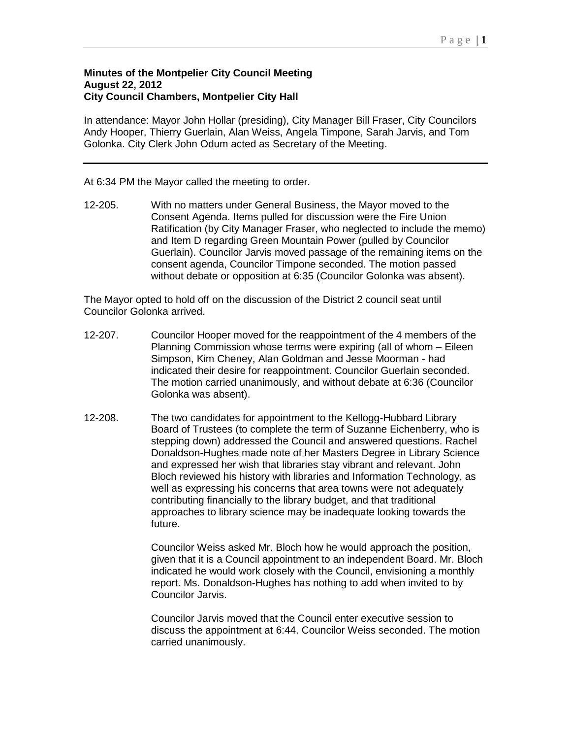**Minutes of the Montpelier City Council Meeting**
**August 22, 2012**
**City Council Chambers, Montpelier City Hall**

In attendance: Mayor John Hollar (presiding), City Manager Bill Fraser, City Councilors Andy Hooper, Thierry Guerlain, Alan Weiss, Angela Timpone, Sarah Jarvis, and Tom Golonka. City Clerk John Odum acted as Secretary of the Meeting.

---

At 6:34 PM the Mayor called the meeting to order.

12-205. With no matters under General Business, the Mayor moved to the Consent Agenda. Items pulled for discussion were the Fire Union Ratification (by City Manager Fraser, who neglected to include the memo) and Item D regarding Green Mountain Power (pulled by Councilor Guerlain). Councilor Jarvis moved passage of the remaining items on the consent agenda, Councilor Timpone seconded. The motion passed without debate or opposition at 6:35 (Councilor Golonka was absent).

The Mayor opted to hold off on the discussion of the District 2 council seat until Councilor Golonka arrived.

12-207. Councilor Hooper moved for the reappointment of the 4 members of the Planning Commission whose terms were expiring (all of whom – Eileen Simpson, Kim Cheney, Alan Goldman and Jesse Moorman - had indicated their desire for reappointment. Councilor Guerlain seconded. The motion carried unanimously, and without debate at 6:36 (Councilor Golonka was absent).

12-208. The two candidates for appointment to the Kellogg-Hubbard Library Board of Trustees (to complete the term of Suzanne Eichenberry, who is stepping down) addressed the Council and answered questions. Rachel Donaldson-Hughes made note of her Masters Degree in Library Science and expressed her wish that libraries stay vibrant and relevant. John Bloch reviewed his history with libraries and Information Technology, as well as expressing his concerns that area towns were not adequately contributing financially to the library budget, and that traditional approaches to library science may be inadequate looking towards the future.

Councilor Weiss asked Mr. Bloch how he would approach the position, given that it is a Council appointment to an independent Board. Mr. Bloch indicated he would work closely with the Council, envisioning a monthly report. Ms. Donaldson-Hughes has nothing to add when invited to by Councilor Jarvis.

Councilor Jarvis moved that the Council enter executive session to discuss the appointment at 6:44. Councilor Weiss seconded. The motion carried unanimously.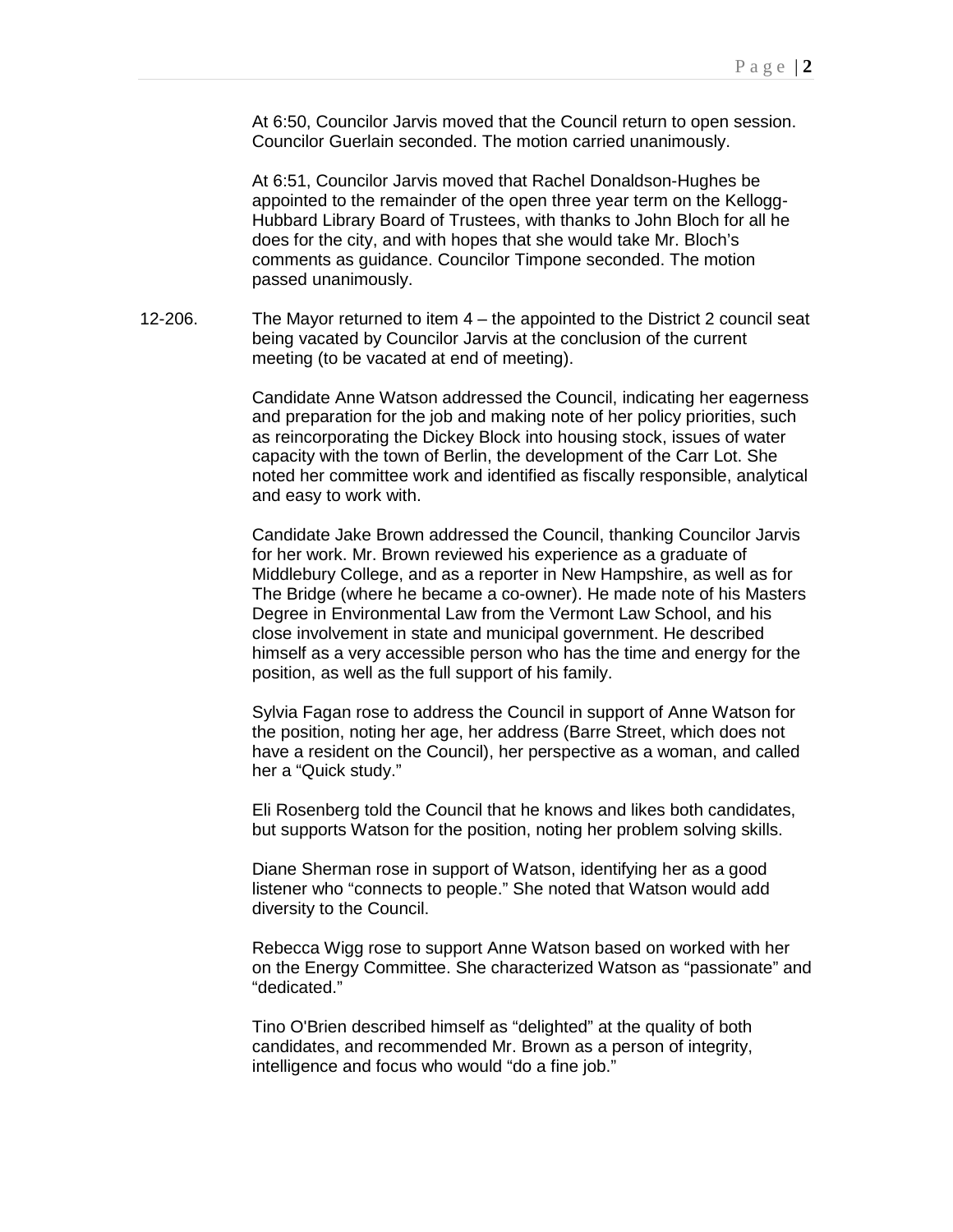At 6:50, Councilor Jarvis moved that the Council return to open session. Councilor Guerlain seconded. The motion carried unanimously.

At 6:51, Councilor Jarvis moved that Rachel Donaldson-Hughes be appointed to the remainder of the open three year term on the Kellogg-Hubbard Library Board of Trustees, with thanks to John Bloch for all he does for the city, and with hopes that she would take Mr. Bloch's comments as guidance. Councilor Timpone seconded. The motion passed unanimously.

12-206. The Mayor returned to item 4 – the appointed to the District 2 council seat being vacated by Councilor Jarvis at the conclusion of the current meeting (to be vacated at end of meeting).

Candidate Anne Watson addressed the Council, indicating her eagerness and preparation for the job and making note of her policy priorities, such as reincorporating the Dickey Block into housing stock, issues of water capacity with the town of Berlin, the development of the Carr Lot. She noted her committee work and identified as fiscally responsible, analytical and easy to work with.

Candidate Jake Brown addressed the Council, thanking Councilor Jarvis for her work. Mr. Brown reviewed his experience as a graduate of Middlebury College, and as a reporter in New Hampshire, as well as for The Bridge (where he became a co-owner). He made note of his Masters Degree in Environmental Law from the Vermont Law School, and his close involvement in state and municipal government. He described himself as a very accessible person who has the time and energy for the position, as well as the full support of his family.

Sylvia Fagan rose to address the Council in support of Anne Watson for the position, noting her age, her address (Barre Street, which does not have a resident on the Council), her perspective as a woman, and called her a "Quick study."

Eli Rosenberg told the Council that he knows and likes both candidates, but supports Watson for the position, noting her problem solving skills.

Diane Sherman rose in support of Watson, identifying her as a good listener who "connects to people." She noted that Watson would add diversity to the Council.

Rebecca Wigg rose to support Anne Watson based on worked with her on the Energy Committee. She characterized Watson as "passionate" and "dedicated."

Tino O'Brien described himself as "delighted" at the quality of both candidates, and recommended Mr. Brown as a person of integrity, intelligence and focus who would "do a fine job."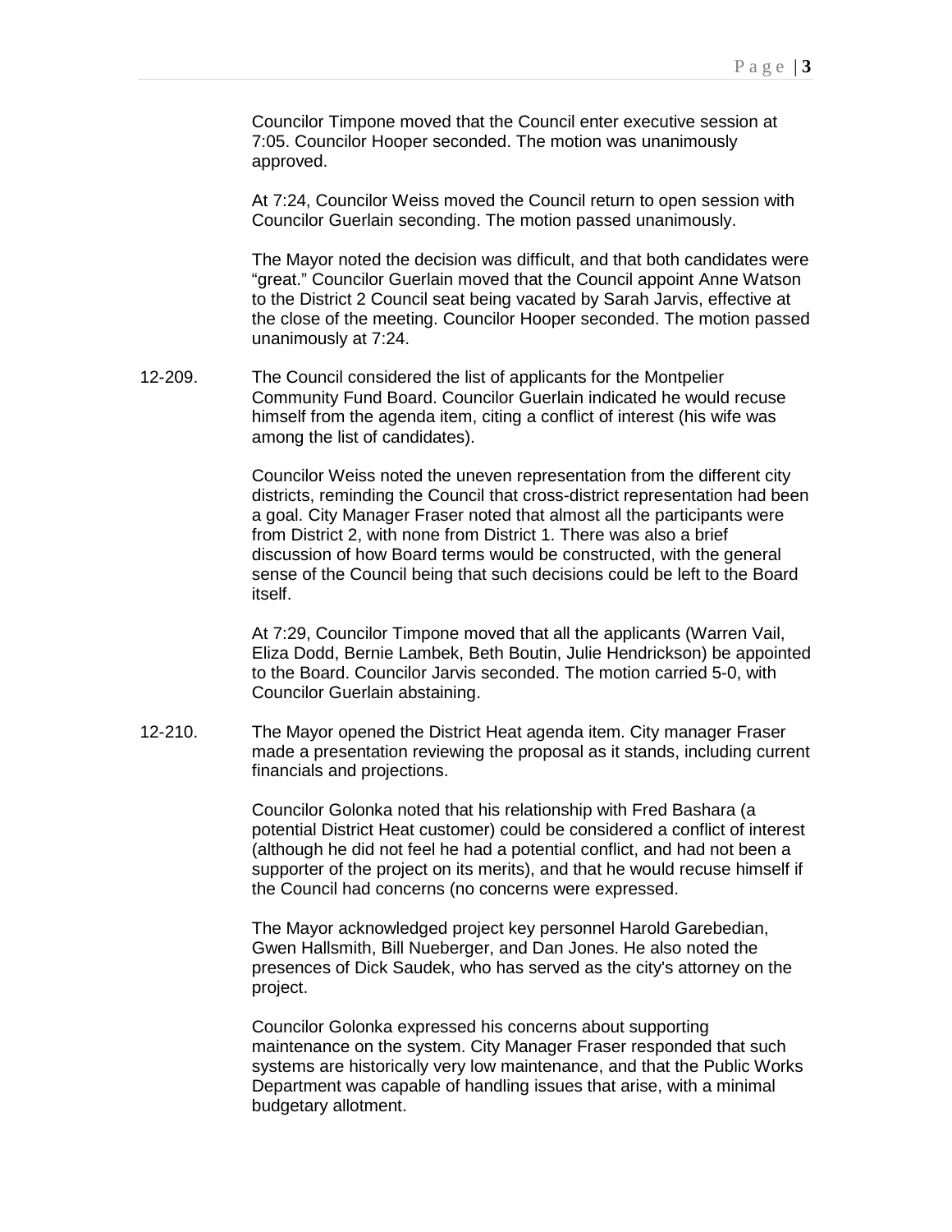Councilor Timpone moved that the Council enter executive session at 7:05. Councilor Hooper seconded. The motion was unanimously approved.

At 7:24, Councilor Weiss moved the Council return to open session with Councilor Guerlain seconding. The motion passed unanimously.

The Mayor noted the decision was difficult, and that both candidates were "great." Councilor Guerlain moved that the Council appoint Anne Watson to the District 2 Council seat being vacated by Sarah Jarvis, effective at the close of the meeting. Councilor Hooper seconded. The motion passed unanimously at 7:24.

12-209. The Council considered the list of applicants for the Montpelier Community Fund Board. Councilor Guerlain indicated he would recuse himself from the agenda item, citing a conflict of interest (his wife was among the list of candidates).

Councilor Weiss noted the uneven representation from the different city districts, reminding the Council that cross-district representation had been a goal. City Manager Fraser noted that almost all the participants were from District 2, with none from District 1. There was also a brief discussion of how Board terms would be constructed, with the general sense of the Council being that such decisions could be left to the Board itself.

At 7:29, Councilor Timpone moved that all the applicants (Warren Vail, Eliza Dodd, Bernie Lambek, Beth Boutin, Julie Hendrickson) be appointed to the Board. Councilor Jarvis seconded. The motion carried 5-0, with Councilor Guerlain abstaining.

12-210. The Mayor opened the District Heat agenda item. City manager Fraser made a presentation reviewing the proposal as it stands, including current financials and projections.

Councilor Golonka noted that his relationship with Fred Bashara (a potential District Heat customer) could be considered a conflict of interest (although he did not feel he had a potential conflict, and had not been a supporter of the project on its merits), and that he would recuse himself if the Council had concerns (no concerns were expressed.

The Mayor acknowledged project key personnel Harold Garebedian, Gwen Hallsmith, Bill Nueberger, and Dan Jones. He also noted the presences of Dick Saudek, who has served as the city's attorney on the project.

Councilor Golonka expressed his concerns about supporting maintenance on the system. City Manager Fraser responded that such systems are historically very low maintenance, and that the Public Works Department was capable of handling issues that arise, with a minimal budgetary allotment.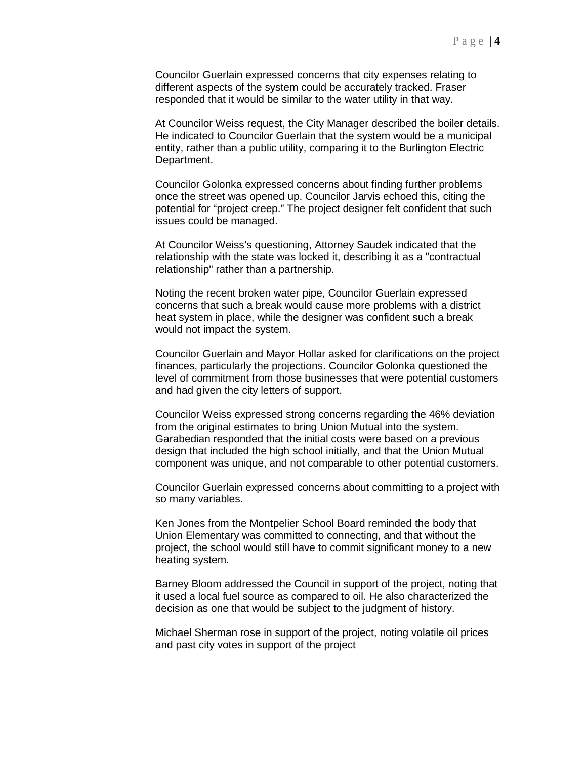Councilor Guerlain expressed concerns that city expenses relating to different aspects of the system could be accurately tracked. Fraser responded that it would be similar to the water utility in that way.

At Councilor Weiss request, the City Manager described the boiler details. He indicated to Councilor Guerlain that the system would be a municipal entity, rather than a public utility, comparing it to the Burlington Electric Department.

Councilor Golonka expressed concerns about finding further problems once the street was opened up. Councilor Jarvis echoed this, citing the potential for "project creep." The project designer felt confident that such issues could be managed.

At Councilor Weiss's questioning, Attorney Saudek indicated that the relationship with the state was locked it, describing it as a "contractual relationship" rather than a partnership.

Noting the recent broken water pipe, Councilor Guerlain expressed concerns that such a break would cause more problems with a district heat system in place, while the designer was confident such a break would not impact the system.

Councilor Guerlain and Mayor Hollar asked for clarifications on the project finances, particularly the projections. Councilor Golonka questioned the level of commitment from those businesses that were potential customers and had given the city letters of support.

Councilor Weiss expressed strong concerns regarding the 46% deviation from the original estimates to bring Union Mutual into the system. Garabedian responded that the initial costs were based on a previous design that included the high school initially, and that the Union Mutual component was unique, and not comparable to other potential customers.

Councilor Guerlain expressed concerns about committing to a project with so many variables.

Ken Jones from the Montpelier School Board reminded the body that Union Elementary was committed to connecting, and that without the project, the school would still have to commit significant money to a new heating system.

Barney Bloom addressed the Council in support of the project, noting that it used a local fuel source as compared to oil. He also characterized the decision as one that would be subject to the judgment of history.

Michael Sherman rose in support of the project, noting volatile oil prices and past city votes in support of the project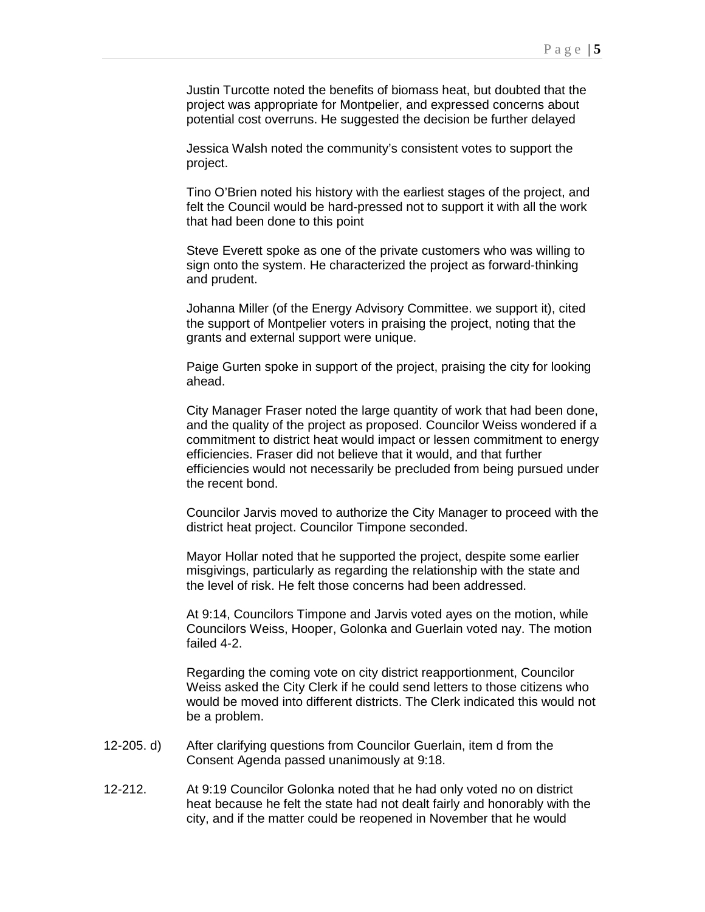Justin Turcotte noted the benefits of biomass heat, but doubted that the project was appropriate for Montpelier, and expressed concerns about potential cost overruns. He suggested the decision be further delayed

Jessica Walsh noted the community's consistent votes to support the project.

Tino O'Brien noted his history with the earliest stages of the project, and felt the Council would be hard-pressed not to support it with all the work that had been done to this point

Steve Everett spoke as one of the private customers who was willing to sign onto the system. He characterized the project as forward-thinking and prudent.

Johanna Miller (of the Energy Advisory Committee. we support it), cited the support of Montpelier voters in praising the project, noting that the grants and external support were unique.

Paige Gurten spoke in support of the project, praising the city for looking ahead.

City Manager Fraser noted the large quantity of work that had been done, and the quality of the project as proposed. Councilor Weiss wondered if a commitment to district heat would impact or lessen commitment to energy efficiencies. Fraser did not believe that it would, and that further efficiencies would not necessarily be precluded from being pursued under the recent bond.

Councilor Jarvis moved to authorize the City Manager to proceed with the district heat project. Councilor Timpone seconded.

Mayor Hollar noted that he supported the project, despite some earlier misgivings, particularly as regarding the relationship with the state and the level of risk. He felt those concerns had been addressed.

At 9:14, Councilors Timpone and Jarvis voted ayes on the motion, while Councilors Weiss, Hooper, Golonka and Guerlain voted nay. The motion failed 4-2.

Regarding the coming vote on city district reapportionment, Councilor Weiss asked the City Clerk if he could send letters to those citizens who would be moved into different districts. The Clerk indicated this would not be a problem.

12-205. d) After clarifying questions from Councilor Guerlain, item d from the Consent Agenda passed unanimously at 9:18.

12-212. At 9:19 Councilor Golonka noted that he had only voted no on district heat because he felt the state had not dealt fairly and honorably with the city, and if the matter could be reopened in November that he would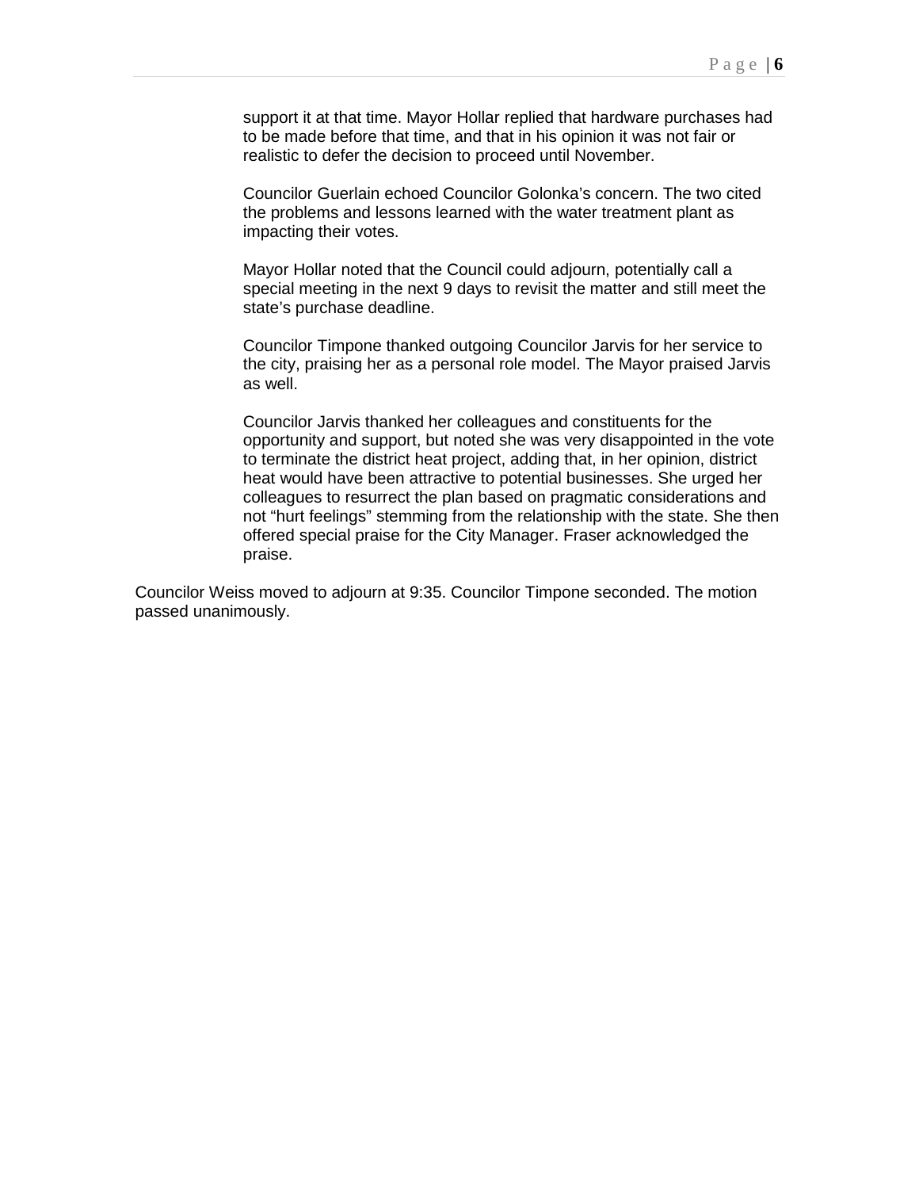support it at that time. Mayor Hollar replied that hardware purchases had to be made before that time, and that in his opinion it was not fair or realistic to defer the decision to proceed until November.

Councilor Guerlain echoed Councilor Golonka's concern. The two cited the problems and lessons learned with the water treatment plant as impacting their votes.

Mayor Hollar noted that the Council could adjourn, potentially call a special meeting in the next 9 days to revisit the matter and still meet the state's purchase deadline.

Councilor Timpone thanked outgoing Councilor Jarvis for her service to the city, praising her as a personal role model. The Mayor praised Jarvis as well.

Councilor Jarvis thanked her colleagues and constituents for the opportunity and support, but noted she was very disappointed in the vote to terminate the district heat project, adding that, in her opinion, district heat would have been attractive to potential businesses. She urged her colleagues to resurrect the plan based on pragmatic considerations and not "hurt feelings" stemming from the relationship with the state. She then offered special praise for the City Manager. Fraser acknowledged the praise.

Councilor Weiss moved to adjourn at 9:35. Councilor Timpone seconded. The motion passed unanimously.